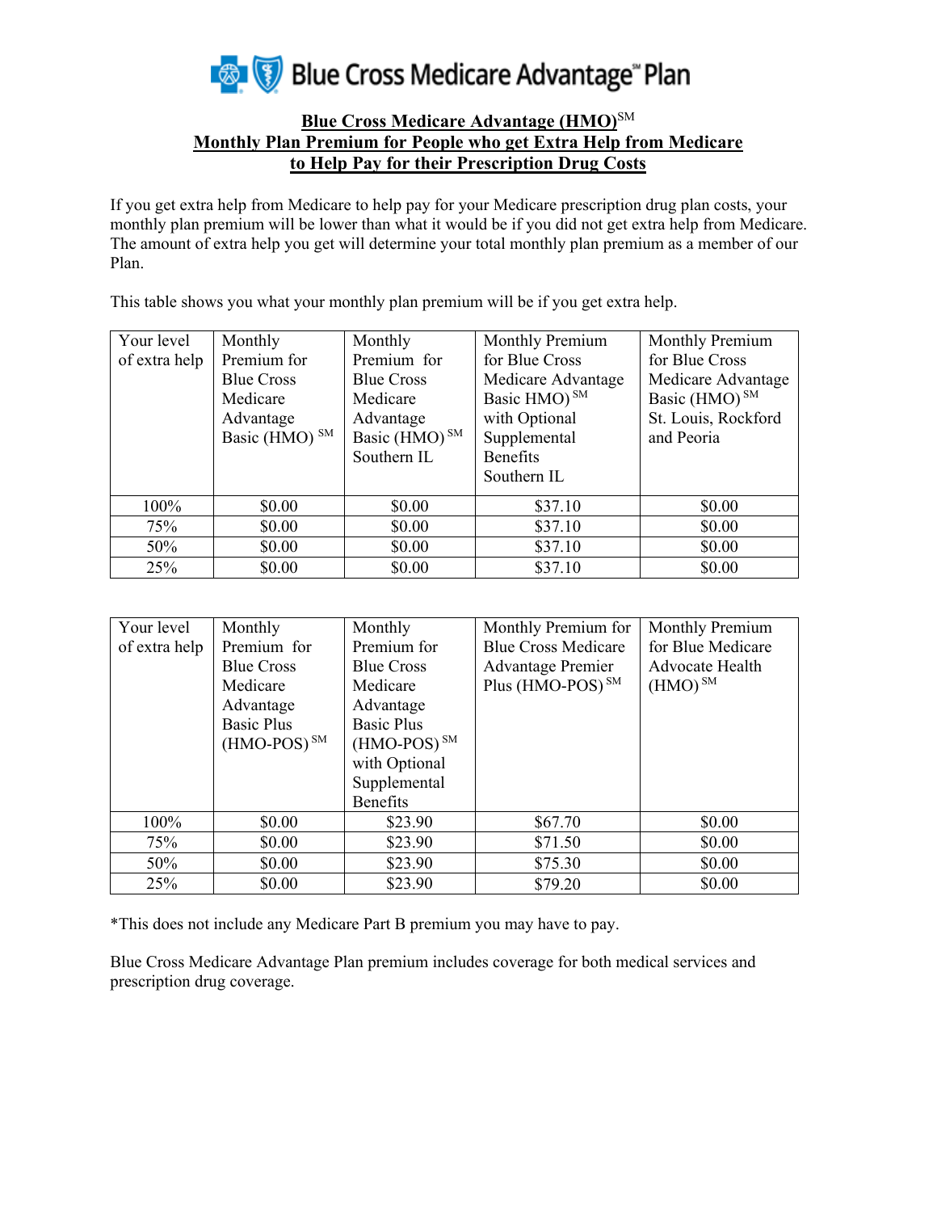# Blue Cross Medicare Advantage Plan

## Blue Cross Medicare Advantage (HMO)SM Monthly Plan Premium for People who get Extra Help from Medicare to Help Pay for their Prescription Drug Costs

If you get extra help from Medicare to help pay for your Medicare prescription drug plan costs, your monthly plan premium will be lower than what it would be if you did not get extra help from Medicare. The amount of extra help you get will determine your total monthly plan premium as a member of our Plan.

This table shows you what your monthly plan premium will be if you get extra help.

| Your level of extra help | Monthly Premium for Blue Cross Medicare Advantage Basic (HMO) SM | Monthly Premium for Blue Cross Medicare Advantage Basic (HMO) SM Southern IL | Monthly Premium for Blue Cross Medicare Advantage Basic HMO) SM with Optional Supplemental Benefits Southern IL | Monthly Premium for Blue Cross Medicare Advantage Basic (HMO) SM St. Louis, Rockford and Peoria |
|---|---|---|---|---|
| 100% | $0.00 | $0.00 | $37.10 | $0.00 |
| 75% | $0.00 | $0.00 | $37.10 | $0.00 |
| 50% | $0.00 | $0.00 | $37.10 | $0.00 |
| 25% | $0.00 | $0.00 | $37.10 | $0.00 |

| Your level of extra help | Monthly Premium for Blue Cross Medicare Advantage Basic Plus (HMO-POS) SM | Monthly Premium for Blue Cross Medicare Advantage Basic Plus (HMO-POS) SM with Optional Supplemental Benefits | Monthly Premium for Blue Cross Medicare Advantage Premier Plus (HMO-POS) SM | Monthly Premium for Blue Medicare Advocate Health (HMO) SM |
|---|---|---|---|---|
| 100% | $0.00 | $23.90 | $67.70 | $0.00 |
| 75% | $0.00 | $23.90 | $71.50 | $0.00 |
| 50% | $0.00 | $23.90 | $75.30 | $0.00 |
| 25% | $0.00 | $23.90 | $79.20 | $0.00 |

*This does not include any Medicare Part B premium you may have to pay.

Blue Cross Medicare Advantage Plan premium includes coverage for both medical services and prescription drug coverage.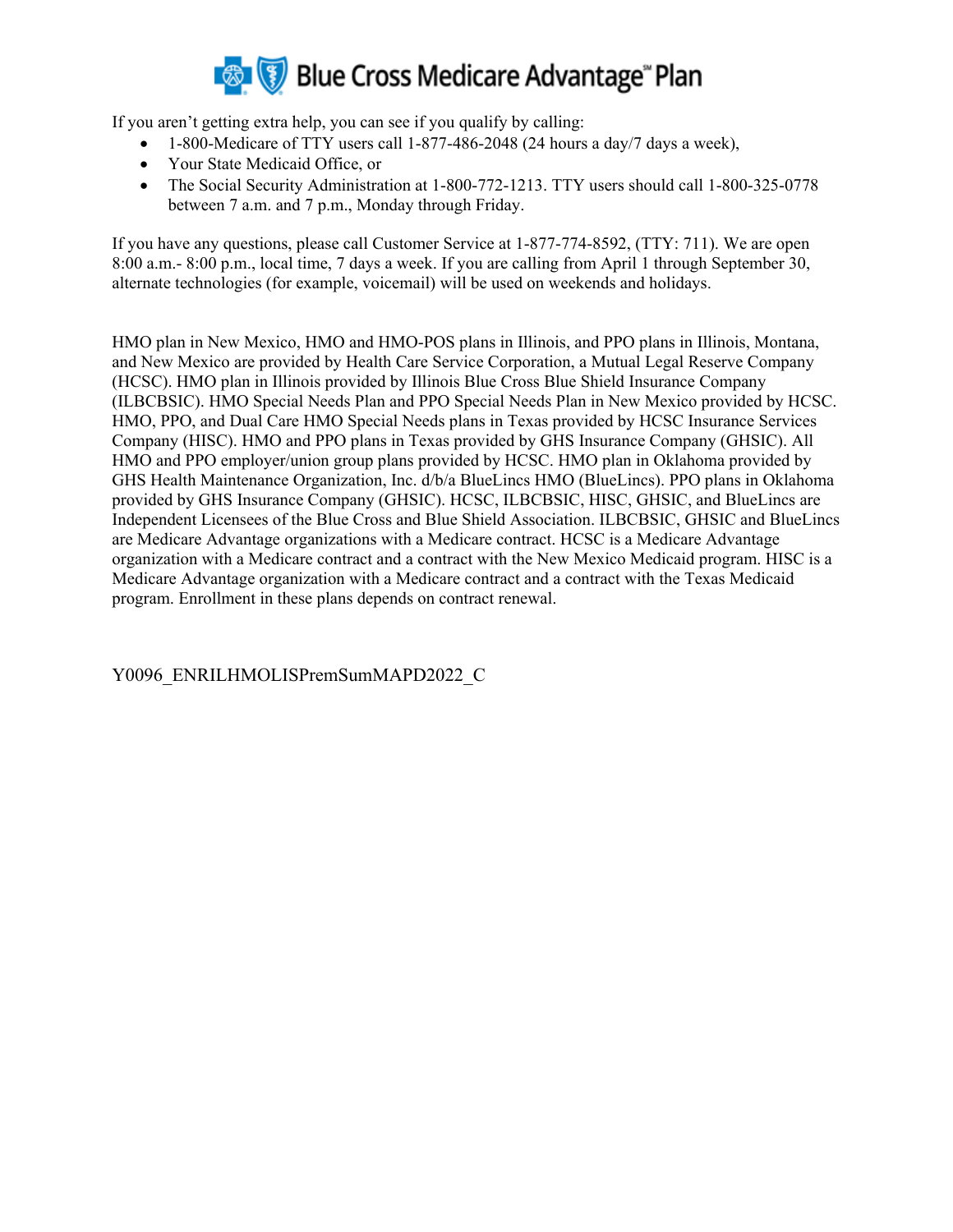Blue Cross Medicare Advantage℠ Plan

If you aren't getting extra help, you can see if you qualify by calling:

- 1-800-Medicare of TTY users call 1-877-486-2048 (24 hours a day/7 days a week),
- Your State Medicaid Office, or
- The Social Security Administration at 1-800-772-1213. TTY users should call 1-800-325-0778 between 7 a.m. and 7 p.m., Monday through Friday.

If you have any questions, please call Customer Service at 1-877-774-8592, (TTY: 711). We are open 8:00 a.m.- 8:00 p.m., local time, 7 days a week. If you are calling from April 1 through September 30, alternate technologies (for example, voicemail) will be used on weekends and holidays.

HMO plan in New Mexico, HMO and HMO-POS plans in Illinois, and PPO plans in Illinois, Montana, and New Mexico are provided by Health Care Service Corporation, a Mutual Legal Reserve Company (HCSC). HMO plan in Illinois provided by Illinois Blue Cross Blue Shield Insurance Company (ILBCBSIC). HMO Special Needs Plan and PPO Special Needs Plan in New Mexico provided by HCSC. HMO, PPO, and Dual Care HMO Special Needs plans in Texas provided by HCSC Insurance Services Company (HISC). HMO and PPO plans in Texas provided by GHS Insurance Company (GHSIC). All HMO and PPO employer/union group plans provided by HCSC. HMO plan in Oklahoma provided by GHS Health Maintenance Organization, Inc. d/b/a BlueLincs HMO (BlueLincs). PPO plans in Oklahoma provided by GHS Insurance Company (GHSIC). HCSC, ILBCBSIC, HISC, GHSIC, and BlueLincs are Independent Licensees of the Blue Cross and Blue Shield Association. ILBCBSIC, GHSIC and BlueLincs are Medicare Advantage organizations with a Medicare contract. HCSC is a Medicare Advantage organization with a Medicare contract and a contract with the New Mexico Medicaid program. HISC is a Medicare Advantage organization with a Medicare contract and a contract with the Texas Medicaid program. Enrollment in these plans depends on contract renewal.

Y0096_ENRILHMOLISPremSumMAPD2022_C